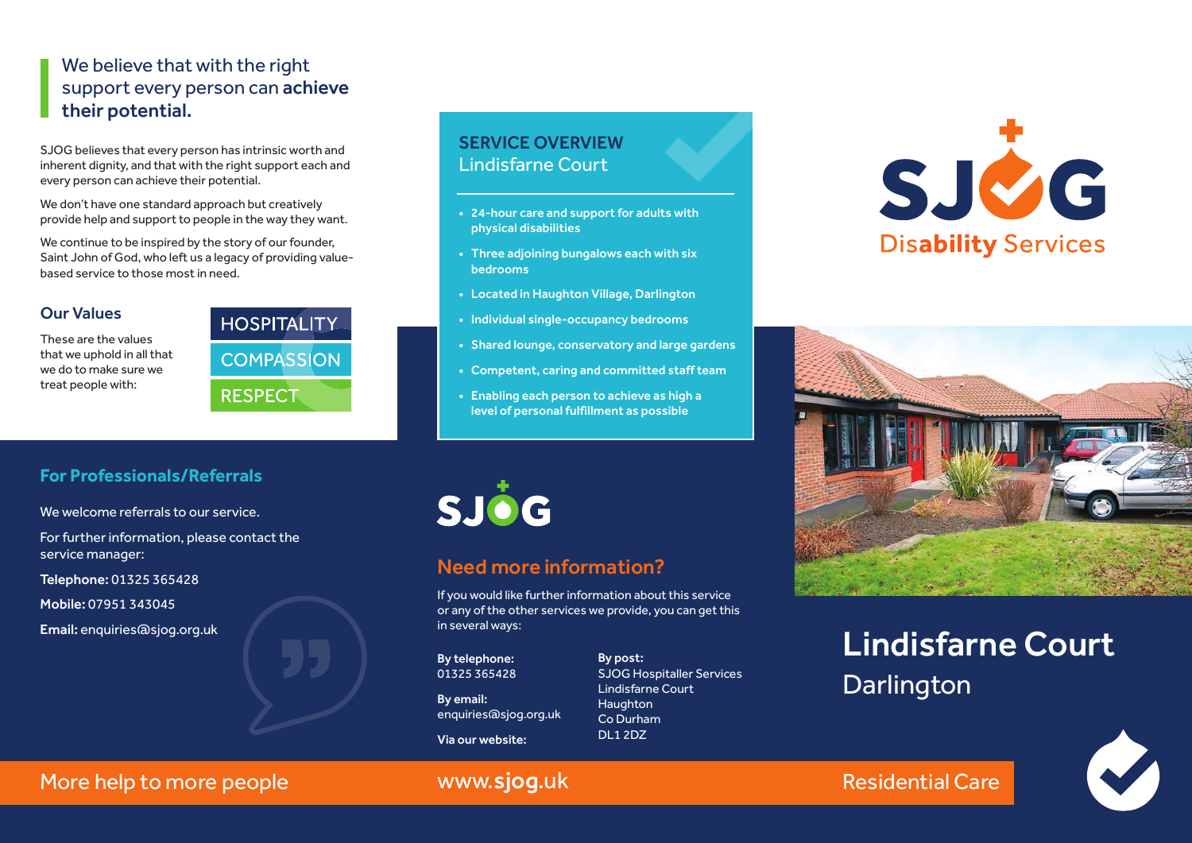# We believe that with the right support every person can **achieve their potential.**

SJOG believes that every person has intrinsic worth and inherent dignity, and that with the right support each and every person can achieve their potential.

We don't have one standard approach but creatively provide help and support to people in the way they want.

We continue to be inspired by the story of our founder, Saint John of God, who left us a legacy of providing value-based service to those most in need.

## Our Values

These are the values that we uphold in all that we do to make sure we treat people with:

- HOSPITALITY
- COMPASSION
- RESPECT

## For Professionals/Referrals

We welcome referrals to our service.

For further information, please contact the service manager:

**Telephone:** 01325 365428

**Mobile:** 07951 343045

**Email:** enquiries@sjog.org.uk

More help to more people

## SERVICE OVERVIEW
Lindisfarne Court

- 24-hour care and support for adults with physical disabilities
- Three adjoining bungalows each with six bedrooms
- Located in Haughton Village, Darlington
- Individual single-occupancy bedrooms
- Shared lounge, conservatory and large gardens
- Competent, caring and committed staff team
- Enabling each person to achieve as high a level of personal fulfillment as possible

SJOG

## Need more information?

If you would like further information about this service or any of the other services we provide, you can get this in several ways:

**By telephone:**
01325 365428

**By email:**
enquiries@sjog.org.uk

**Via our website:**

**By post:**
SJOG Hospitaller Services
Lindisfarne Court
Haughton
Co Durham
DL1 2DZ

www.**sjog**.uk

SJOG Disability Services

# Lindisfarne Court

## Darlington

Residential Care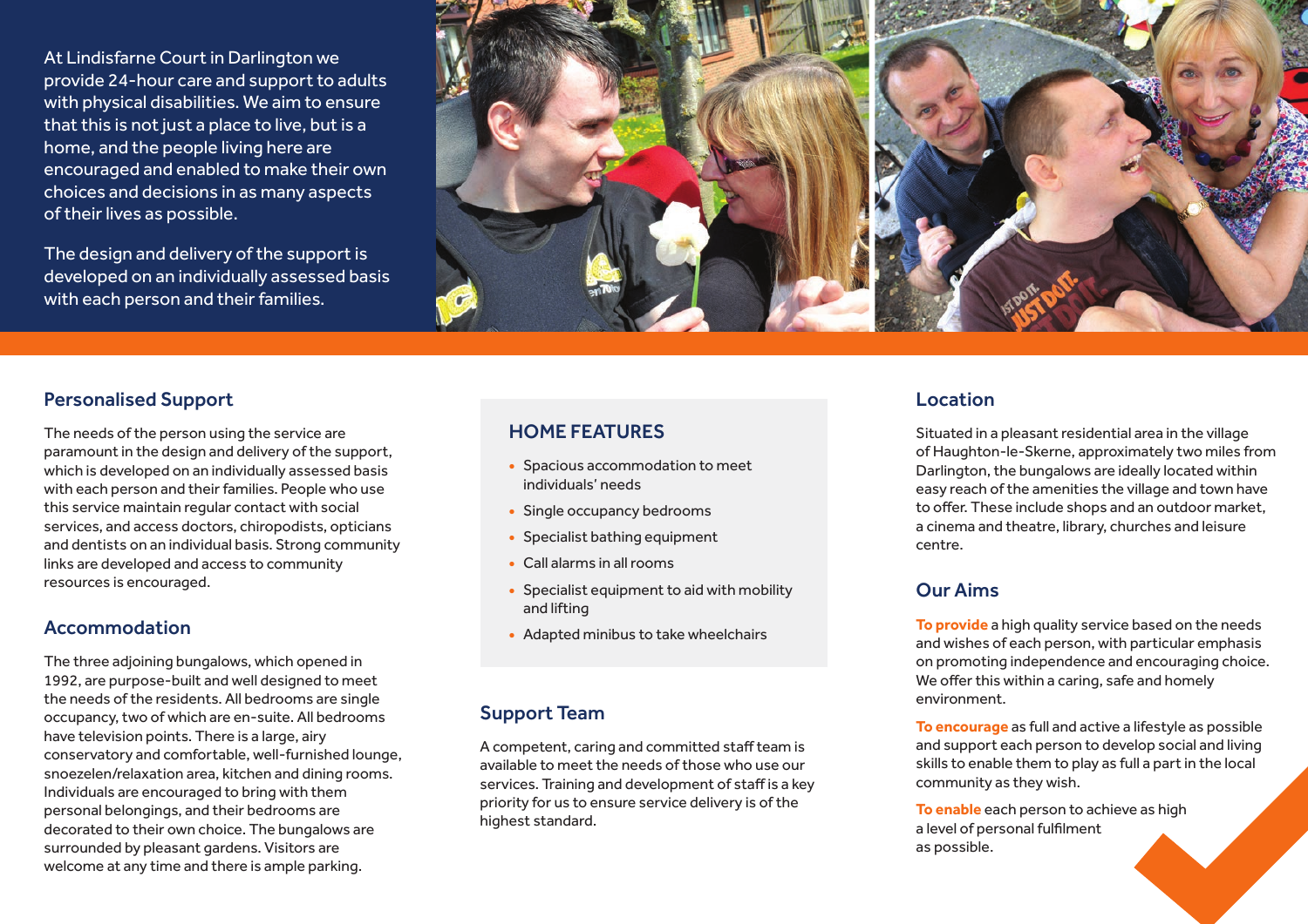At Lindisfarne Court in Darlington we provide 24-hour care and support to adults with physical disabilities. We aim to ensure that this is not just a place to live, but is a home, and the people living here are encouraged and enabled to make their own choices and decisions in as many aspects of their lives as possible.

The design and delivery of the support is developed on an individually assessed basis with each person and their families.

## Personalised Support

The needs of the person using the service are paramount in the design and delivery of the support, which is developed on an individually assessed basis with each person and their families. People who use this service maintain regular contact with social services, and access doctors, chiropodists, opticians and dentists on an individual basis. Strong community links are developed and access to community resources is encouraged.

## Accommodation

The three adjoining bungalows, which opened in 1992, are purpose-built and well designed to meet the needs of the residents. All bedrooms are single occupancy, two of which are en-suite. All bedrooms have television points. There is a large, airy conservatory and comfortable, well-furnished lounge, snoezelen/relaxation area, kitchen and dining rooms. Individuals are encouraged to bring with them personal belongings, and their bedrooms are decorated to their own choice. The bungalows are surrounded by pleasant gardens. Visitors are welcome at any time and there is ample parking.

## HOME FEATURES

- Spacious accommodation to meet individuals' needs
- Single occupancy bedrooms
- Specialist bathing equipment
- Call alarms in all rooms
- Specialist equipment to aid with mobility and lifting
- Adapted minibus to take wheelchairs

## Support Team

A competent, caring and committed staff team is available to meet the needs of those who use our services. Training and development of staff is a key priority for us to ensure service delivery is of the highest standard.

## Location

Situated in a pleasant residential area in the village of Haughton-le-Skerne, approximately two miles from Darlington, the bungalows are ideally located within easy reach of the amenities the village and town have to offer. These include shops and an outdoor market, a cinema and theatre, library, churches and leisure centre.

## Our Aims

**To provide** a high quality service based on the needs and wishes of each person, with particular emphasis on promoting independence and encouraging choice. We offer this within a caring, safe and homely environment.

**To encourage** as full and active a lifestyle as possible and support each person to develop social and living skills to enable them to play as full a part in the local community as they wish.

**To enable** each person to achieve as high a level of personal fulfilment as possible.